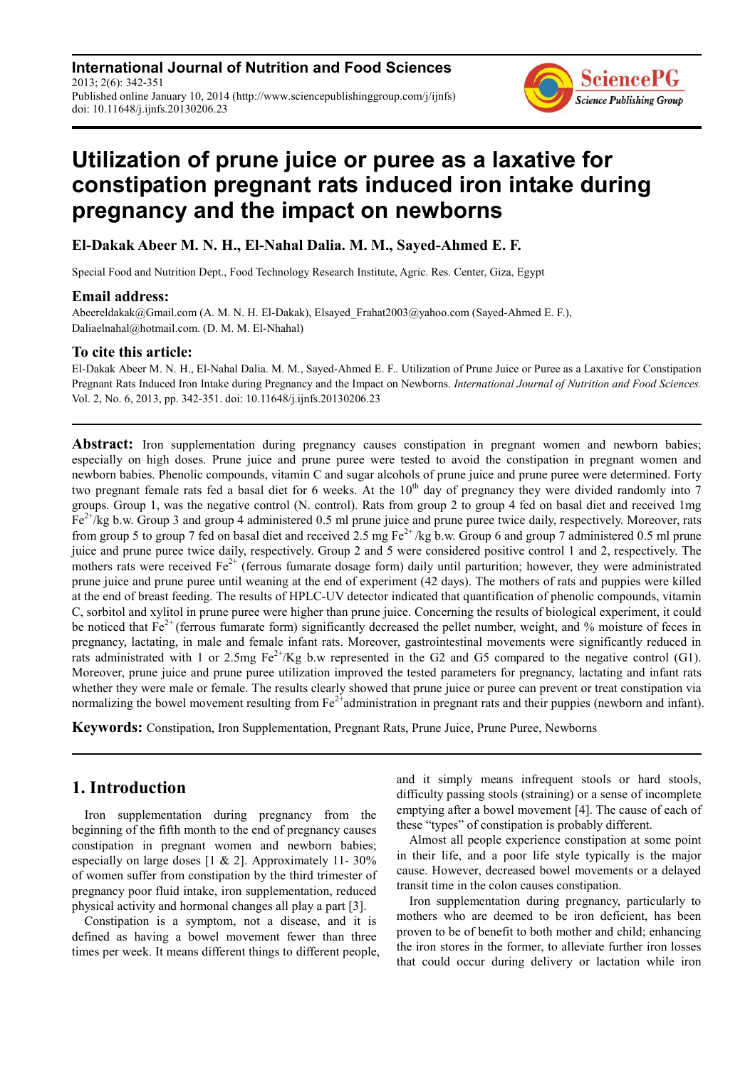**International Journal of Nutrition and Food Sciences**
2013; 2(6): 342-351
Published online January 10, 2014 (http://www.sciencepublishinggroup.com/j/ijnfs)
doi: 10.11648/j.ijnfs.20130206.23

# Utilization of prune juice or puree as a laxative for constipation pregnant rats induced iron intake during pregnancy and the impact on newborns

**El-Dakak Abeer M. N. H., El-Nahal Dalia. M. M., Sayed-Ahmed E. F.**

Special Food and Nutrition Dept., Food Technology Research Institute, Agric. Res. Center, Giza, Egypt

## Email address:

Abeereldakak@Gmail.com (A. M. N. H. El-Dakak), Elsayed_Frahat2003@yahoo.com (Sayed-Ahmed E. F.), Daliaelnahal@hotmail.com. (D. M. M. El-Nhahal)

## To cite this article:

El-Dakak Abeer M. N. H., El-Nahal Dalia. M. M., Sayed-Ahmed E. F.. Utilization of Prune Juice or Puree as a Laxative for Constipation Pregnant Rats Induced Iron Intake during Pregnancy and the Impact on Newborns. *International Journal of Nutrition and Food Sciences.* Vol. 2, No. 6, 2013, pp. 342-351. doi: 10.11648/j.ijnfs.20130206.23

**Abstract:** Iron supplementation during pregnancy causes constipation in pregnant women and newborn babies; especially on high doses. Prune juice and prune puree were tested to avoid the constipation in pregnant women and newborn babies. Phenolic compounds, vitamin C and sugar alcohols of prune juice and prune puree were determined. Forty two pregnant female rats fed a basal diet for 6 weeks. At the 10th day of pregnancy they were divided randomly into 7 groups. Group 1, was the negative control (N. control). Rats from group 2 to group 4 fed on basal diet and received 1mg $Fe^{2+}$/kg b.w. Group 3 and group 4 administered 0.5 ml prune juice and prune puree twice daily, respectively. Moreover, rats from group 5 to group 7 fed on basal diet and received 2.5 mg $Fe^{2+}$/kg b.w. Group 6 and group 7 administered 0.5 ml prune juice and prune puree twice daily, respectively. Group 2 and 5 were considered positive control 1 and 2, respectively. The mothers rats were received $Fe^{2+}$ (ferrous fumarate dosage form) daily until parturition; however, they were administrated prune juice and prune puree until weaning at the end of experiment (42 days). The mothers of rats and puppies were killed at the end of breast feeding. The results of HPLC-UV detector indicated that quantification of phenolic compounds, vitamin C, sorbitol and xylitol in prune puree were higher than prune juice. Concerning the results of biological experiment, it could be noticed that $Fe^{2+}$ (ferrous fumarate form) significantly decreased the pellet number, weight, and % moisture of feces in pregnancy, lactating, in male and female infant rats. Moreover, gastrointestinal movements were significantly reduced in rats administrated with 1 or 2.5mg $Fe^{2+}$/Kg b.w represented in the G2 and G5 compared to the negative control (G1). Moreover, prune juice and prune puree utilization improved the tested parameters for pregnancy, lactating and infant rats whether they were male or female. The results clearly showed that prune juice or puree can prevent or treat constipation via normalizing the bowel movement resulting from $Fe^{2+}$administration in pregnant rats and their puppies (newborn and infant).

**Keywords:** Constipation, Iron Supplementation, Pregnant Rats, Prune Juice, Prune Puree, Newborns

## 1. Introduction

Iron supplementation during pregnancy from the beginning of the fifth month to the end of pregnancy causes constipation in pregnant women and newborn babies; especially on large doses [1 & 2]. Approximately 11- 30% of women suffer from constipation by the third trimester of pregnancy poor fluid intake, iron supplementation, reduced physical activity and hormonal changes all play a part [3].

Constipation is a symptom, not a disease, and it is defined as having a bowel movement fewer than three times per week. It means different things to different people, and it simply means infrequent stools or hard stools, difficulty passing stools (straining) or a sense of incomplete emptying after a bowel movement [4]. The cause of each of these "types" of constipation is probably different.

Almost all people experience constipation at some point in their life, and a poor life style typically is the major cause. However, decreased bowel movements or a delayed transit time in the colon causes constipation.

Iron supplementation during pregnancy, particularly to mothers who are deemed to be iron deficient, has been proven to be of benefit to both mother and child; enhancing the iron stores in the former, to alleviate further iron losses that could occur during delivery or lactation while iron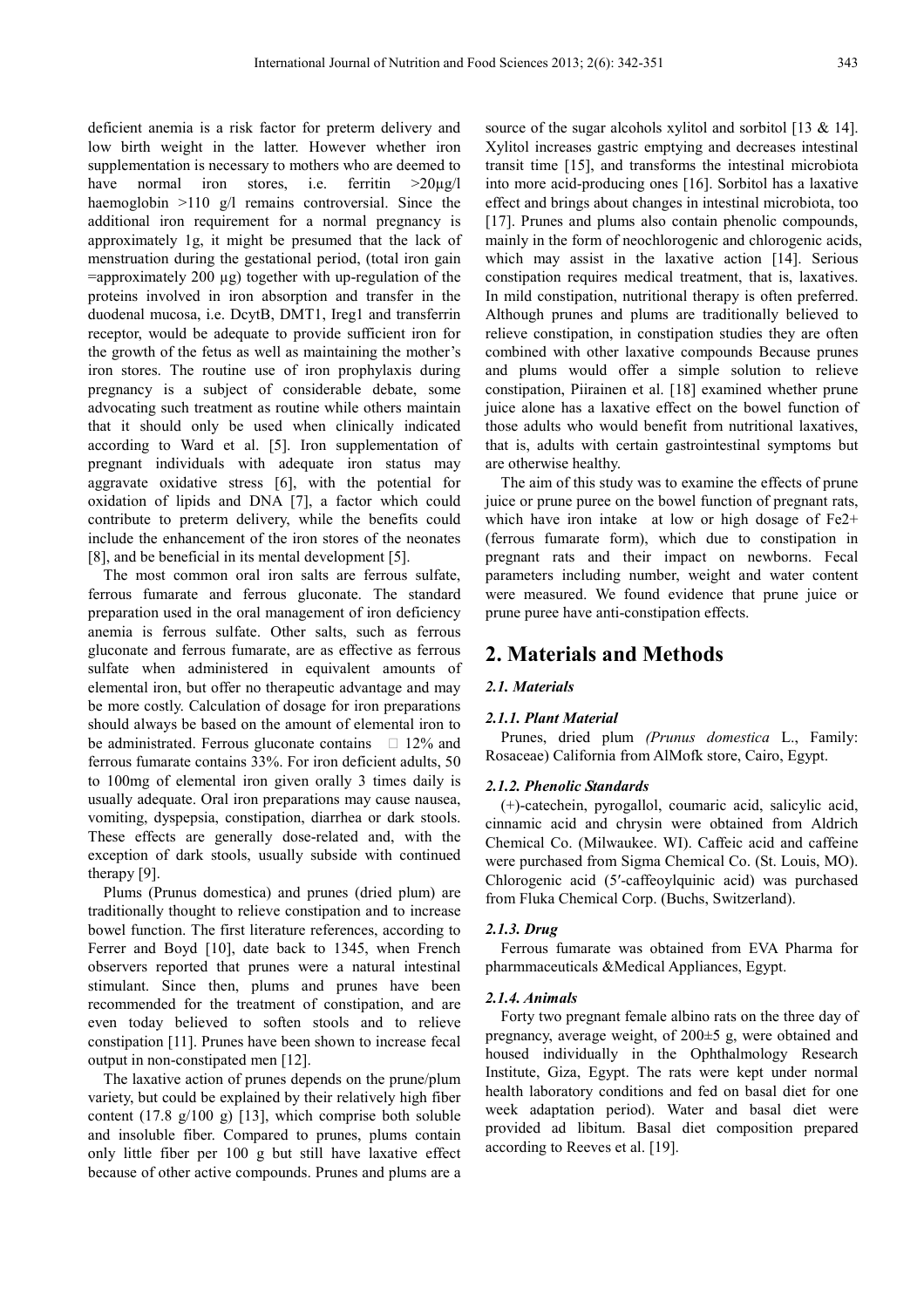deficient anemia is a risk factor for preterm delivery and low birth weight in the latter. However whether iron supplementation is necessary to mothers who are deemed to have normal iron stores, i.e. ferritin >20µg/l haemoglobin >110 g/l remains controversial. Since the additional iron requirement for a normal pregnancy is approximately 1g, it might be presumed that the lack of menstruation during the gestational period, (total iron gain =approximately 200 µg) together with up-regulation of the proteins involved in iron absorption and transfer in the duodenal mucosa, i.e. DcytB, DMT1, Ireg1 and transferrin receptor, would be adequate to provide sufficient iron for the growth of the fetus as well as maintaining the mother's iron stores. The routine use of iron prophylaxis during pregnancy is a subject of considerable debate, some advocating such treatment as routine while others maintain that it should only be used when clinically indicated according to Ward et al. [5]. Iron supplementation of pregnant individuals with adequate iron status may aggravate oxidative stress [6], with the potential for oxidation of lipids and DNA [7], a factor which could contribute to preterm delivery, while the benefits could include the enhancement of the iron stores of the neonates [8], and be beneficial in its mental development [5].

The most common oral iron salts are ferrous sulfate, ferrous fumarate and ferrous gluconate. The standard preparation used in the oral management of iron deficiency anemia is ferrous sulfate. Other salts, such as ferrous gluconate and ferrous fumarate, are as effective as ferrous sulfate when administered in equivalent amounts of elemental iron, but offer no therapeutic advantage and may be more costly. Calculation of dosage for iron preparations should always be based on the amount of elemental iron to be administrated. Ferrous gluconate contains  12% and ferrous fumarate contains 33%. For iron deficient adults, 50 to 100mg of elemental iron given orally 3 times daily is usually adequate. Oral iron preparations may cause nausea, vomiting, dyspepsia, constipation, diarrhea or dark stools. These effects are generally dose-related and, with the exception of dark stools, usually subside with continued therapy [9].

Plums (Prunus domestica) and prunes (dried plum) are traditionally thought to relieve constipation and to increase bowel function. The first literature references, according to Ferrer and Boyd [10], date back to 1345, when French observers reported that prunes were a natural intestinal stimulant. Since then, plums and prunes have been recommended for the treatment of constipation, and are even today believed to soften stools and to relieve constipation [11]. Prunes have been shown to increase fecal output in non-constipated men [12].

The laxative action of prunes depends on the prune/plum variety, but could be explained by their relatively high fiber content (17.8 g/100 g) [13], which comprise both soluble and insoluble fiber. Compared to prunes, plums contain only little fiber per 100 g but still have laxative effect because of other active compounds. Prunes and plums are a source of the sugar alcohols xylitol and sorbitol [13 & 14]. Xylitol increases gastric emptying and decreases intestinal transit time [15], and transforms the intestinal microbiota into more acid-producing ones [16]. Sorbitol has a laxative effect and brings about changes in intestinal microbiota, too [17]. Prunes and plums also contain phenolic compounds, mainly in the form of neochlorogenic and chlorogenic acids, which may assist in the laxative action [14]. Serious constipation requires medical treatment, that is, laxatives. In mild constipation, nutritional therapy is often preferred. Although prunes and plums are traditionally believed to relieve constipation, in constipation studies they are often combined with other laxative compounds Because prunes and plums would offer a simple solution to relieve constipation, Piirainen et al. [18] examined whether prune juice alone has a laxative effect on the bowel function of those adults who would benefit from nutritional laxatives, that is, adults with certain gastrointestinal symptoms but are otherwise healthy.

The aim of this study was to examine the effects of prune juice or prune puree on the bowel function of pregnant rats, which have iron intake at low or high dosage of $Fe^{2+}$ (ferrous fumarate form), which due to constipation in pregnant rats and their impact on newborns. Fecal parameters including number, weight and water content were measured. We found evidence that prune juice or prune puree have anti-constipation effects.

## 2. Materials and Methods

### 2.1. Materials

#### 2.1.1. Plant Material

Prunes, dried plum *(Prunus domestica* L., Family: Rosaceae) California from AlMofk store, Cairo, Egypt.

#### 2.1.2. Phenolic Standards

(+)-catechein, pyrogallol, coumaric acid, salicylic acid, cinnamic acid and chrysin were obtained from Aldrich Chemical Co. (Milwaukee. WI). Caffeic acid and caffeine were purchased from Sigma Chemical Co. (St. Louis, MO). Chlorogenic acid (5′-caffeoylquinic acid) was purchased from Fluka Chemical Corp. (Buchs, Switzerland).

#### 2.1.3. Drug

Ferrous fumarate was obtained from EVA Pharma for pharmmaceuticals &Medical Appliances, Egypt.

#### 2.1.4. Animals

Forty two pregnant female albino rats on the three day of pregnancy, average weight, of 200±5 g, were obtained and housed individually in the Ophthalmology Research Institute, Giza, Egypt. The rats were kept under normal health laboratory conditions and fed on basal diet for one week adaptation period). Water and basal diet were provided ad libitum. Basal diet composition prepared according to Reeves et al. [19].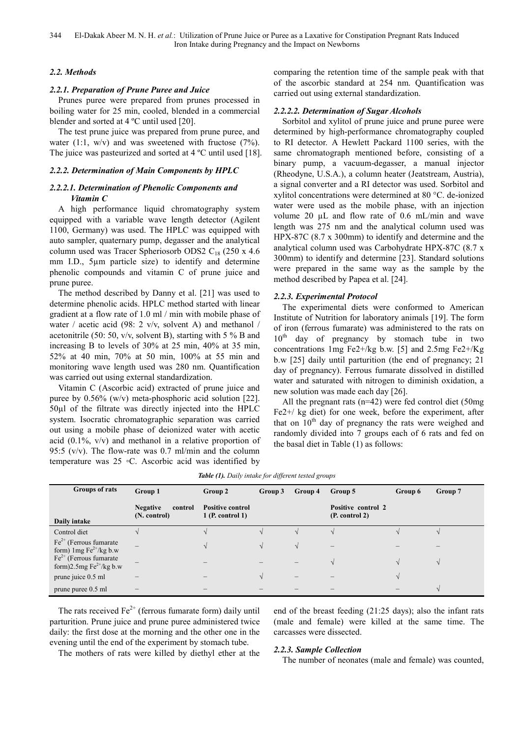### 2.2. Methods

#### 2.2.1. Preparation of Prune Puree and Juice

Prunes puree were prepared from prunes processed in boiling water for 25 min, cooled, blended in a commercial blender and sorted at 4 ºC until used [20].

The test prune juice was prepared from prune puree, and water (1:1, w/v) and was sweetened with fructose (7%). The juice was pasteurized and sorted at 4 ºC until used [18].

#### 2.2.2. Determination of Main Components by HPLC

#### 2.2.2.1. Determination of Phenolic Components and Vitamin C

A high performance liquid chromatography system equipped with a variable wave length detector (Agilent 1100, Germany) was used. The HPLC was equipped with auto sampler, quaternary pump, degasser and the analytical column used was Tracer Spheriosorb ODS2 $C_{18}$ (250 x 4.6 mm I.D., 5µm particle size) to identify and determine phenolic compounds and vitamin C of prune juice and prune puree.

The method described by Danny et al. [21] was used to determine phenolic acids. HPLC method started with linear gradient at a flow rate of 1.0 ml / min with mobile phase of water / acetic acid (98: 2 v/v, solvent A) and methanol / acetonitrile (50: 50, v/v, solvent B), starting with 5 % B and increasing B to levels of 30% at 25 min, 40% at 35 min, 52% at 40 min, 70% at 50 min, 100% at 55 min and monitoring wave length used was 280 nm. Quantification was carried out using external standardization.

Vitamin C (Ascorbic acid) extracted of prune juice and puree by 0.56% (w/v) meta-phosphoric acid solution [22]. 50µl of the filtrate was directly injected into the HPLC system. Isocratic chromatographic separation was carried out using a mobile phase of deionized water with acetic acid (0.1%, v/v) and methanol in a relative proportion of 95:5 (v/v). The flow-rate was 0.7 ml/min and the column temperature was 25 ◦C. Ascorbic acid was identified by comparing the retention time of the sample peak with that of the ascorbic standard at 254 nm. Quantification was carried out using external standardization.

#### 2.2.2.2. Determination of Sugar Alcohols

Sorbitol and xylitol of prune juice and prune puree were determined by high-performance chromatography coupled to RI detector. A Hewlett Packard 1100 series, with the same chromatograph mentioned before, consisting of a binary pump, a vacuum-degasser, a manual injector (Rheodyne, U.S.A.), a column heater (Jeatstream, Austria), a signal converter and a RI detector was used. Sorbitol and xylitol concentrations were determined at 80 °C. de-ionized water were used as the mobile phase, with an injection volume 20 µL and flow rate of 0.6 mL/min and wave length was 275 nm and the analytical column used was HPX-87C (8.7 x 300mm) to identify and determine and the analytical column used was Carbohydrate HPX-87C (8.7 x 300mm) to identify and determine [23]. Standard solutions were prepared in the same way as the sample by the method described by Papea et al. [24].

#### 2.2.3. Experimental Protocol

The experimental diets were conformed to American Institute of Nutrition for laboratory animals [19]. The form of iron (ferrous fumarate) was administered to the rats on $10^{th}$ day of pregnancy by stomach tube in two concentrations 1mg Fe2+/kg b.w. [5] and 2.5mg Fe2+/Kg b.w [25] daily until parturition (the end of pregnancy; 21 day of pregnancy). Ferrous fumarate dissolved in distilled water and saturated with nitrogen to diminish oxidation, a new solution was made each day [26].

All the pregnant rats (n=42) were fed control diet (50mg Fe2+/ kg diet) for one week, before the experiment, after that on $10^{th}$ day of pregnancy the rats were weighed and randomly divided into 7 groups each of 6 rats and fed on the basal diet in Table (1) as follows:

*Table (1). Daily intake for different tested groups*

| Groups of rats / Daily intake | Group 1 Negative control (N. control) | Group 2 Positive control 1 (P. control 1) | Group 3 | Group 4 | Group 5 Positive control 2 (P. control 2) | Group 6 | Group 7 |
|---|---|---|---|---|---|---|---|
| Control diet | √ | √ | √ | √ | √ | √ | √ |
| $Fe^{2+}$ (Ferrous fumarate form) 1mg $Fe^{2+}$/kg b.w | – | √ | √ | √ | – | – | – |
| $Fe^{2+}$ (Ferrous fumarate form)2.5mg $Fe^{2+}$/kg b.w | – | – | – | – | √ | √ | √ |
| prune juice 0.5 ml | – | – | √ | – | – | √ | |
| prune puree 0.5 ml | – | – | – | – | – | – | √ |

The rats received $Fe^{2+}$ (ferrous fumarate form) daily until parturition. Prune juice and prune puree administered twice daily: the first dose at the morning and the other one in the evening until the end of the experiment by stomach tube.

The mothers of rats were killed by diethyl ether at the end of the breast feeding (21:25 days); also the infant rats (male and female) were killed at the same time. The carcasses were dissected.

#### 2.2.3. Sample Collection

The number of neonates (male and female) was counted,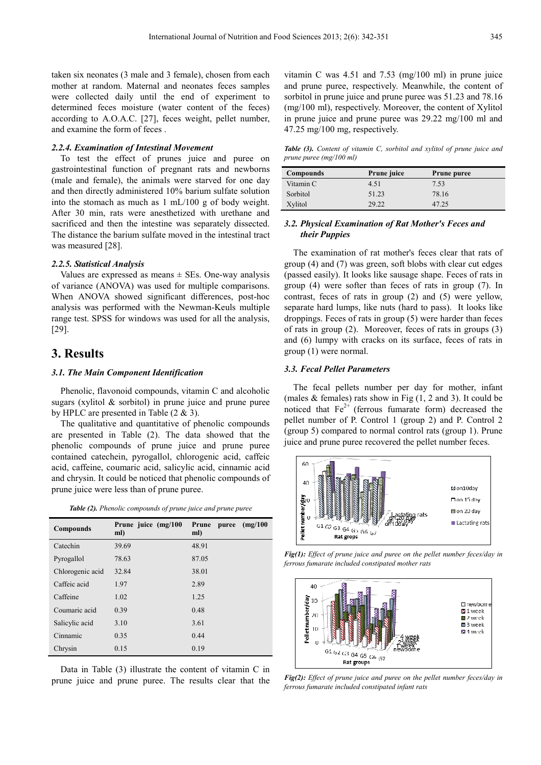taken six neonates (3 male and 3 female), chosen from each mother at random. Maternal and neonates feces samples were collected daily until the end of experiment to determined feces moisture (water content of the feces) according to A.O.A.C. [27], feces weight, pellet number, and examine the form of feces .

#### *2.2.4. Examination of Intestinal Movement*

To test the effect of prunes juice and puree on gastrointestinal function of pregnant rats and newborns (male and female), the animals were starved for one day and then directly administered 10% barium sulfate solution into the stomach as much as 1 mL/100 g of body weight. After 30 min, rats were anesthetized with urethane and sacrificed and then the intestine was separately dissected. The distance the barium sulfate moved in the intestinal tract was measured [28].

#### *2.2.5. Statistical Analysis*

Values are expressed as means ± SEs. One-way analysis of variance (ANOVA) was used for multiple comparisons. When ANOVA showed significant differences, post-hoc analysis was performed with the Newman-Keuls multiple range test. SPSS for windows was used for all the analysis, [29].

## 3. Results

### *3.1. The Main Component Identification*

Phenolic, flavonoid compounds, vitamin C and alcoholic sugars (xylitol & sorbitol) in prune juice and prune puree by HPLC are presented in Table (2 & 3).

The qualitative and quantitative of phenolic compounds are presented in Table (2). The data showed that the phenolic compounds of prune juice and prune puree contained catechein, pyrogallol, chlorogenic acid, caffeic acid, caffeine, coumaric acid, salicylic acid, cinnamic acid and chrysin. It could be noticed that phenolic compounds of prune juice were less than of prune puree.

***Table (2).*** *Phenolic compounds of prune juice and prune puree*

| Compounds | Prune juice (mg/100 ml) | Prune puree (mg/100 ml) |
|---|---|---|
| Catechin | 39.69 | 48.91 |
| Pyrogallol | 78.63 | 87.05 |
| Chlorogenic acid | 32.84 | 38.01 |
| Caffeic acid | 1.97 | 2.89 |
| Caffeine | 1.02 | 1.25 |
| Coumaric acid | 0.39 | 0.48 |
| Salicylic acid | 3.10 | 3.61 |
| Cinnamic | 0.35 | 0.44 |
| Chrysin | 0.15 | 0.19 |

Data in Table (3) illustrate the content of vitamin C in prune juice and prune puree. The results clear that the vitamin C was 4.51 and 7.53 (mg/100 ml) in prune juice and prune puree, respectively. Meanwhile, the content of sorbitol in prune juice and prune puree was 51.23 and 78.16 (mg/100 ml), respectively. Moreover, the content of Xylitol in prune juice and prune puree was 29.22 mg/100 ml and 47.25 mg/100 mg, respectively.

***Table (3).*** *Content of vitamin C, sorbitol and xylitol of prune juice and prune puree (mg/100 ml)*

| Compounds | Prune juice | Prune puree |
|---|---|---|
| Vitamin C | 4.51 | 7.53 |
| Sorbitol | 51.23 | 78.16 |
| Xylitol | 29.22 | 47.25 |

### *3.2. Physical Examination of Rat Mother's Feces and their Puppies*

The examination of rat mother's feces clear that rats of group (4) and (7) was green, soft blobs with clear cut edges (passed easily). It looks like sausage shape. Feces of rats in group (4) were softer than feces of rats in group (7). In contrast, feces of rats in group (2) and (5) were yellow, separate hard lumps, like nuts (hard to pass). It looks like droppings. Feces of rats in group (5) were harder than feces of rats in group (2). Moreover, feces of rats in groups (3) and (6) lumpy with cracks on its surface, feces of rats in group (1) were normal.

### *3.3. Fecal Pellet Parameters*

The fecal pellets number per day for mother, infant (males & females) rats show in Fig (1, 2 and 3). It could be noticed that $Fe^{2+}$ (ferrous fumarate form) decreased the pellet number of P. Control 1 (group 2) and P. Control 2 (group 5) compared to normal control rats (group 1). Prune juice and prune puree recovered the pellet number feces.

***Fig(1):*** *Effect of prune juice and puree on the pellet number feces/day in ferrous fumarate included constipated mother rats*

***Fig(2):*** *Effect of prune juice and puree on the pellet number feces/day in ferrous fumarate included constipated infant rats*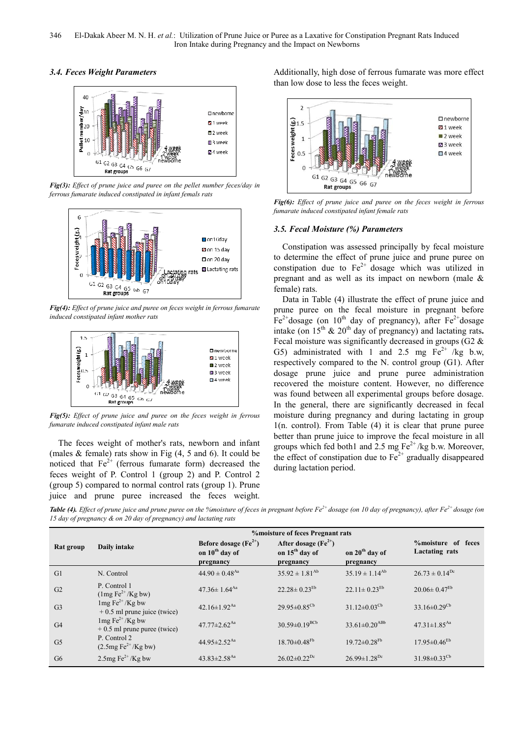### 3.4. Feces Weight Parameters

*Fig(3): Effect of prune juice and puree on the pellet number feces/day in ferrous fumarate induced constipated in infant femals rats*

*Fig(4): Effect of prune juice and puree on feces weight in ferrous fumarate induced constipated infant mother rats*

*Fig(5): Effect of prune juice and puree on the feces weight in ferrous fumarate induced constipated infant male rats*

The feces weight of mother's rats, newborn and infant (males & female) rats show in Fig (4, 5 and 6). It could be noticed that $Fe^{2+}$ (ferrous fumarate form) decreased the feces weight of P. Control 1 (group 2) and P. Control 2 (group 5) compared to normal control rats (group 1). Prune juice and prune puree increased the feces weight. Additionally, high dose of ferrous fumarate was more effect than low dose to less the feces weight.

*Fig(6): Effect of prune juice and puree on the feces weight in ferrous fumarate induced constipated infant female rats*

### 3.5. Fecal Moisture (%) Parameters

Constipation was assessed principally by fecal moisture to determine the effect of prune juice and prune puree on constipation due to $Fe^{2+}$ dosage which was utilized in pregnant and as well as its impact on newborn (male & female) rats.

Data in Table (4) illustrate the effect of prune juice and prune puree on the fecal moisture in pregnant before $Fe^{2+}$dosage (on $10^{th}$ day of pregnancy), after $Fe^{2+}$dosage intake (on $15^{th}$ & $20^{th}$ day of pregnancy) and lactating rats**.** Fecal moisture was significantly decreased in groups (G2 & G5) administrated with 1 and 2.5 mg $Fe^{2+}$ /kg b.w, respectively compared to the N. control group (G1). After dosage prune juice and prune puree administration recovered the moisture content. However, no difference was found between all experimental groups before dosage. In the general, there are significantly decreased in fecal moisture during pregnancy and during lactating in group 1(n. control). From Table (4) it is clear that prune puree better than prune juice to improve the fecal moisture in all groups which fed both1 and 2.5 mg $Fe^{2+}$/kg b.w. Moreover, the effect of constipation due to $Fe^{2+}$ gradually disappeared during lactation period.

***Table (4).** Effect of prune juice and prune puree on the %moisture of feces in pregnant before $Fe^{2+}$ dosage (on 10 day of pregnancy), after $Fe^{2+}$ dosage (on 15 day of pregnancy & on 20 day of pregnancy) and lactating rats*

| Rat group | Daily intake | %moisture of feces Pregnant rats | | | %moisture of feces Lactating rats |
|---|---|---|---|---|---|
| | | Before dosage ($Fe^{2+}$) on $10^{th}$ day of pregnancy | After dosage ($Fe^{2+}$) on $15^{th}$ day of pregnancy | on $20^{th}$ day of pregnancy | |
| G1 | N. Control | $44.90 \pm 0.48^{Aa}$ | $35.92 \pm 1.81^{Ab}$ | $35.19 \pm 1.14^{Ab}$ | $26.73 \pm 0.14^{Dc}$ |
| G2 | P. Control 1 (1mg $Fe^{2+}$/Kg bw) | $47.36 \pm 1.64^{Aa}$ | $22.28 \pm 0.23^{Eb}$ | $22.11 \pm 0.23^{Eb}$ | $20.06 \pm 0.47^{Eb}$ |
| G3 | 1mg $Fe^{2+}$/Kg bw + 0.5 ml prune juice (twice) | $42.16 \pm 1.92^{Aa}$ | $29.95 \pm 0.85^{Cb}$ | $31.12 \pm 0.03^{Cb}$ | $33.16 \pm 0.29^{Cb}$ |
| G4 | 1mg $Fe^{2+}$/Kg bw + 0.5 ml prune puree (twice) | $47.77 \pm 2.62^{Aa}$ | $30.59 \pm 0.19^{BCb}$ | $33.61 \pm 0.20^{ABb}$ | $47.31 \pm 1.85^{Aa}$ |
| G5 | P. Control 2 (2.5mg $Fe^{2+}$/Kg bw) | $44.95 \pm 2.52^{Aa}$ | $18.70 \pm 0.48^{Fb}$ | $19.72 \pm 0.28^{Fb}$ | $17.95 \pm 0.46^{Eb}$ |
| G6 | 2.5mg $Fe^{2+}$/Kg bw | $43.83 \pm 2.58^{Aa}$ | $26.02 \pm 0.22^{Dc}$ | $26.99 \pm 1.28^{Dc}$ | $31.98 \pm 0.33^{Cb}$ |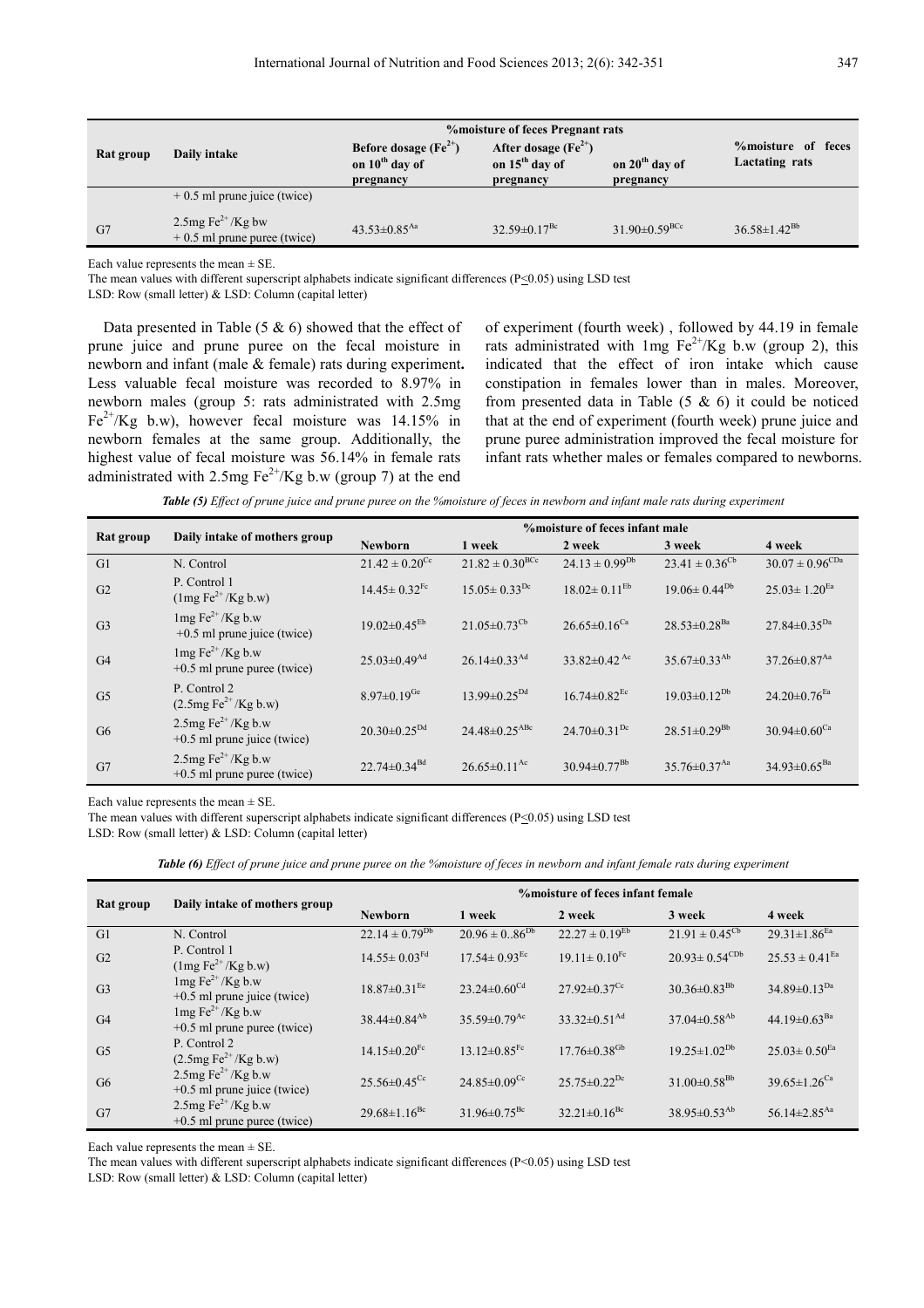| Rat group | Daily intake | %moisture of feces Pregnant rats | | | %moisture of feces Lactating rats |
|---|---|---|---|---|---|
| | | Before dosage ($Fe^{2+}$) on $10^{th}$ day of pregnancy | After dosage ($Fe^{2+}$) on $15^{th}$ day of pregnancy | on $20^{th}$ day of pregnancy | |
| | + 0.5 ml prune juice (twice) | | | | |
| G7 | 2.5mg $Fe^{2+}$ /Kg bw + 0.5 ml prune puree (twice) | 43.53±0.85$^{Aa}$ | 32.59±0.17$^{Bc}$ | 31.90±0.59$^{BCc}$ | 36.58±1.42$^{Bb}$ |

Each value represents the mean ± SE.

The mean values with different superscript alphabets indicate significant differences (P≤0.05) using LSD test

LSD: Row (small letter) & LSD: Column (capital letter)

Data presented in Table (5 & 6) showed that the effect of prune juice and prune puree on the fecal moisture in newborn and infant (male & female) rats during experiment**.** Less valuable fecal moisture was recorded to 8.97% in newborn males (group 5: rats administrated with 2.5mg $Fe^{2+}$/Kg b.w), however fecal moisture was 14.15% in newborn females at the same group. Additionally, the highest value of fecal moisture was 56.14% in female rats administrated with 2.5mg $Fe^{2+}$/Kg b.w (group 7) at the end of experiment (fourth week) , followed by 44.19 in female rats administrated with 1mg $Fe^{2+}$/Kg b.w (group 2), this indicated that the effect of iron intake which cause constipation in females lower than in males. Moreover, from presented data in Table (5 & 6) it could be noticed that at the end of experiment (fourth week) prune juice and prune puree administration improved the fecal moisture for infant rats whether males or females compared to newborns.

***Table (5)** Effect of prune juice and prune puree on the %moisture of feces in newborn and infant male rats during experiment*

| Rat group | Daily intake of mothers group | %moisture of feces infant male | | | | |
|---|---|---|---|---|---|---|
| | | Newborn | 1 week | 2 week | 3 week | 4 week |
| G1 | N. Control | 21.42 ± 0.20$^{Cc}$ | 21.82 ± 0.30$^{BCc}$ | 24.13 ± 0.99$^{Db}$ | 23.41 ± 0.36$^{Cb}$ | 30.07 ± 0.96$^{CDa}$ |
| G2 | P. Control 1 (1mg $Fe^{2+}$/Kg b.w) | 14.45± 0.32$^{Fc}$ | 15.05± 0.33$^{Dc}$ | 18.02± 0.11$^{Eb}$ | 19.06± 0.44$^{Db}$ | 25.03± 1.20$^{Ea}$ |
| G3 | 1mg $Fe^{2+}$ /Kg b.w +0.5 ml prune juice (twice) | 19.02±0.45$^{Eb}$ | 21.05±0.73$^{Cb}$ | 26.65±0.16$^{Ca}$ | 28.53±0.28$^{Ba}$ | 27.84±0.35$^{Da}$ |
| G4 | 1mg $Fe^{2+}$ /Kg b.w +0.5 ml prune puree (twice) | 25.03±0.49$^{Ad}$ | 26.14±0.33$^{Ad}$ | 33.82±0.42 $^{Ac}$ | 35.67±0.33$^{Ab}$ | 37.26±0.87$^{Aa}$ |
| G5 | P. Control 2 (2.5mg $Fe^{2+}$/Kg b.w) | 8.97±0.19$^{Ge}$ | 13.99±0.25$^{Dd}$ | 16.74±0.82$^{Ec}$ | 19.03±0.12$^{Db}$ | 24.20±0.76$^{Ea}$ |
| G6 | 2.5mg $Fe^{2+}$ /Kg b.w +0.5 ml prune juice (twice) | 20.30±0.25$^{Dd}$ | 24.48±0.25$^{ABc}$ | 24.70±0.31$^{Dc}$ | 28.51±0.29$^{Bb}$ | 30.94±0.60$^{Ca}$ |
| G7 | 2.5mg $Fe^{2+}$ /Kg b.w +0.5 ml prune puree (twice) | 22.74±0.34$^{Bd}$ | 26.65±0.11$^{Ac}$ | 30.94±0.77$^{Bb}$ | 35.76±0.37$^{Aa}$ | 34.93±0.65$^{Ba}$ |

Each value represents the mean ± SE.

The mean values with different superscript alphabets indicate significant differences (P≤0.05) using LSD test

LSD: Row (small letter) & LSD: Column (capital letter)

***Table (6)** Effect of prune juice and prune puree on the %moisture of feces in newborn and infant female rats during experiment*

| Rat group | Daily intake of mothers group | %moisture of feces infant female | | | | |
|---|---|---|---|---|---|---|
| | | Newborn | 1 week | 2 week | 3 week | 4 week |
| G1 | N. Control | 22.14 ± 0.79$^{Db}$ | 20.96 ± 0..86$^{Db}$ | 22.27 ± 0.19$^{Eb}$ | 21.91 ± 0.45$^{Cb}$ | 29.31±1.86$^{Ea}$ |
| G2 | P. Control 1 (1mg $Fe^{2+}$/Kg b.w) | 14.55± 0.03$^{Fd}$ | 17.54± 0.93$^{Ec}$ | 19.11± 0.10$^{Fc}$ | 20.93± 0.54$^{CDb}$ | 25.53 ± 0.41$^{Ea}$ |
| G3 | 1mg $Fe^{2+}$ /Kg b.w +0.5 ml prune juice (twice) | 18.87±0.31$^{Ee}$ | 23.24±0.60$^{Cd}$ | 27.92±0.37$^{Cc}$ | 30.36±0.83$^{Bb}$ | 34.89±0.13$^{Da}$ |
| G4 | 1mg $Fe^{2+}$ /Kg b.w +0.5 ml prune puree (twice) | 38.44±0.84$^{Ab}$ | 35.59±0.79$^{Ac}$ | 33.32±0.51$^{Ad}$ | 37.04±0.58$^{Ab}$ | 44.19±0.63$^{Ba}$ |
| G5 | P. Control 2 (2.5mg $Fe^{2+}$/Kg b.w) | 14.15±0.20$^{Fc}$ | 13.12±0.85$^{Fc}$ | 17.76±0.38$^{Gb}$ | 19.25±1.02$^{Db}$ | 25.03± 0.50$^{Ea}$ |
| G6 | 2.5mg $Fe^{2+}$ /Kg b.w +0.5 ml prune juice (twice) | 25.56±0.45$^{Cc}$ | 24.85±0.09$^{Cc}$ | 25.75±0.22$^{Dc}$ | 31.00±0.58$^{Bb}$ | 39.65±1.26$^{Ca}$ |
| G7 | 2.5mg $Fe^{2+}$ /Kg b.w +0.5 ml prune puree (twice) | 29.68±1.16$^{Bc}$ | 31.96±0.75$^{Bc}$ | 32.21±0.16$^{Bc}$ | 38.95±0.53$^{Ab}$ | 56.14±2.85$^{Aa}$ |

Each value represents the mean ± SE.

The mean values with different superscript alphabets indicate significant differences (P<0.05) using LSD test

LSD: Row (small letter) & LSD: Column (capital letter)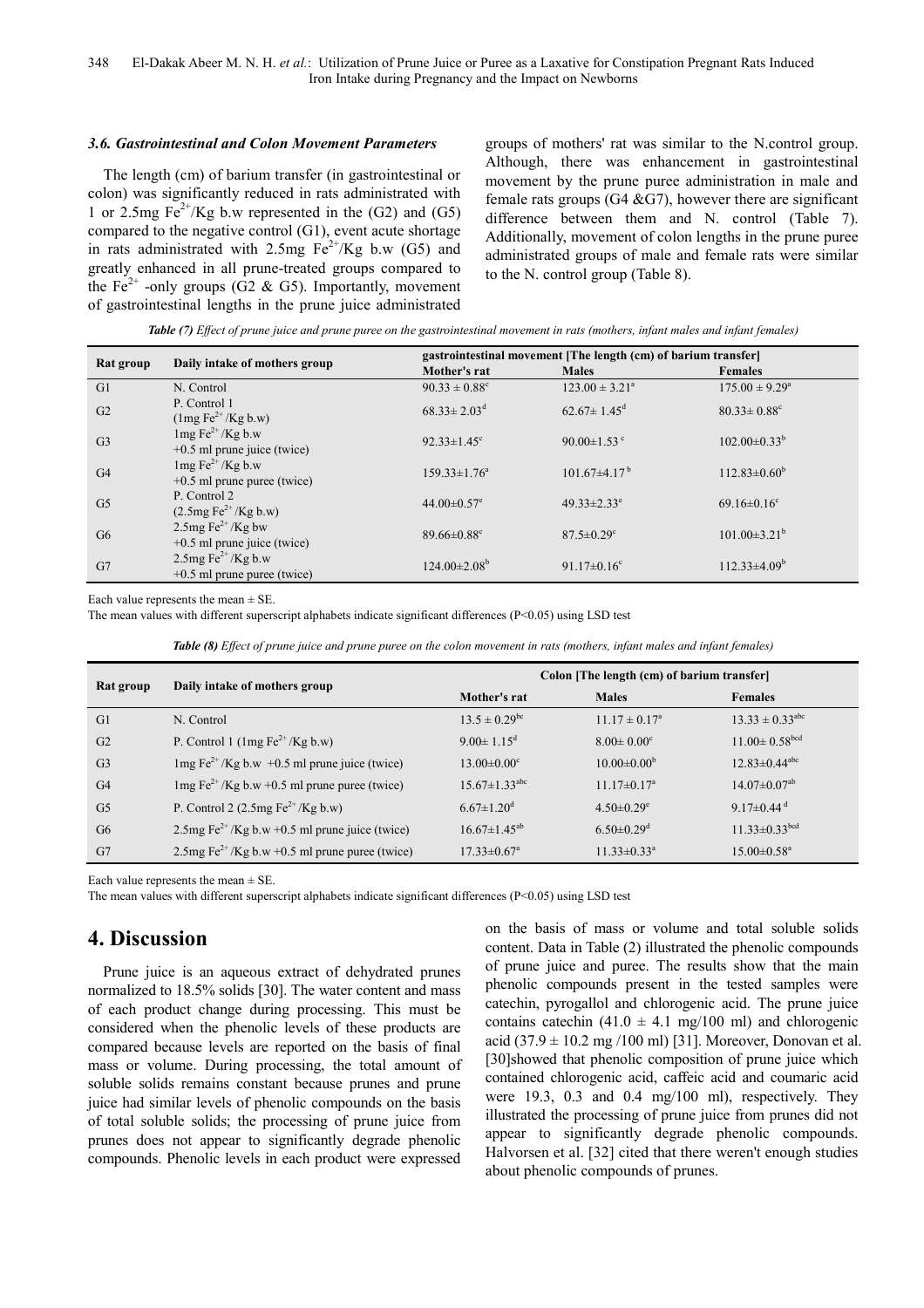### *3.6. Gastrointestinal and Colon Movement Parameters*

The length (cm) of barium transfer (in gastrointestinal or colon) was significantly reduced in rats administrated with 1 or 2.5mg $Fe^{2+}$/Kg b.w represented in the (G2) and (G5) compared to the negative control (G1), event acute shortage in rats administrated with 2.5mg $Fe^{2+}$/Kg b.w (G5) and greatly enhanced in all prune-treated groups compared to the $Fe^{2+}$ -only groups (G2 & G5). Importantly, movement of gastrointestinal lengths in the prune juice administrated groups of mothers' rat was similar to the N.control group. Although, there was enhancement in gastrointestinal movement by the prune puree administration in male and female rats groups (G4 &G7), however there are significant difference between them and N. control (Table 7). Additionally, movement of colon lengths in the prune puree administrated groups of male and female rats were similar to the N. control group (Table 8).

***Table (7)*** *Effect of prune juice and prune puree on the gastrointestinal movement in rats (mothers, infant males and infant females)*

| Rat group | Daily intake of mothers group | gastrointestinal movement [The length (cm) of barium transfer] | | |
|---|---|---|---|---|
| | | Mother's rat | Males | Females |
| G1 | N. Control | $90.33 \pm 0.88^{c}$ | $123.00 \pm 3.21^{a}$ | $175.00 \pm 9.29^{a}$ |
| G2 | P. Control 1 (1mg $Fe^{2+}$/Kg b.w) | $68.33 \pm 2.03^{d}$ | $62.67 \pm 1.45^{d}$ | $80.33 \pm 0.88^{c}$ |
| G3 | 1mg $Fe^{2+}$/Kg b.w +0.5 ml prune juice (twice) | $92.33 \pm 1.45^{c}$ | $90.00 \pm 1.53^{c}$ | $102.00 \pm 0.33^{b}$ |
| G4 | 1mg $Fe^{2+}$/Kg b.w +0.5 ml prune puree (twice) | $159.33 \pm 1.76^{a}$ | $101.67 \pm 4.17^{b}$ | $112.83 \pm 0.60^{b}$ |
| G5 | P. Control 2 (2.5mg $Fe^{2+}$/Kg b.w) | $44.00 \pm 0.57^{e}$ | $49.33 \pm 2.33^{e}$ | $69.16 \pm 0.16^{c}$ |
| G6 | 2.5mg $Fe^{2+}$/Kg bw +0.5 ml prune juice (twice) | $89.66 \pm 0.88^{c}$ | $87.5 \pm 0.29^{c}$ | $101.00 \pm 3.21^{b}$ |
| G7 | 2.5mg $Fe^{2+}$/Kg b.w +0.5 ml prune puree (twice) | $124.00 \pm 2.08^{b}$ | $91.17 \pm 0.16^{c}$ | $112.33 \pm 4.09^{b}$ |

Each value represents the mean ± SE.
The mean values with different superscript alphabets indicate significant differences ($P<0.05$) using LSD test

***Table (8)*** *Effect of prune juice and prune puree on the colon movement in rats (mothers, infant males and infant females)*

| Rat group | Daily intake of mothers group | Colon [The length (cm) of barium transfer] | | |
|---|---|---|---|---|
| | | Mother's rat | Males | Females |
| G1 | N. Control | $13.5 \pm 0.29^{bc}$ | $11.17 \pm 0.17^{a}$ | $13.33 \pm 0.33^{abc}$ |
| G2 | P. Control 1 (1mg $Fe^{2+}$/Kg b.w) | $9.00 \pm 1.15^{d}$ | $8.00 \pm 0.00^{c}$ | $11.00 \pm 0.58^{bcd}$ |
| G3 | 1mg $Fe^{2+}$/Kg b.w +0.5 ml prune juice (twice) | $13.00 \pm 0.00^{c}$ | $10.00 \pm 0.00^{b}$ | $12.83 \pm 0.44^{abc}$ |
| G4 | 1mg $Fe^{2+}$/Kg b.w +0.5 ml prune puree (twice) | $15.67 \pm 1.33^{abc}$ | $11.17 \pm 0.17^{a}$ | $14.07 \pm 0.07^{ab}$ |
| G5 | P. Control 2 (2.5mg $Fe^{2+}$/Kg b.w) | $6.67 \pm 1.20^{d}$ | $4.50 \pm 0.29^{e}$ | $9.17 \pm 0.44^{d}$ |
| G6 | 2.5mg $Fe^{2+}$/Kg b.w +0.5 ml prune juice (twice) | $16.67 \pm 1.45^{ab}$ | $6.50 \pm 0.29^{d}$ | $11.33 \pm 0.33^{bcd}$ |
| G7 | 2.5mg $Fe^{2+}$/Kg b.w +0.5 ml prune puree (twice) | $17.33 \pm 0.67^{a}$ | $11.33 \pm 0.33^{a}$ | $15.00 \pm 0.58^{a}$ |

Each value represents the mean ± SE.
The mean values with different superscript alphabets indicate significant differences ($P<0.05$) using LSD test

# 4. Discussion

Prune juice is an aqueous extract of dehydrated prunes normalized to 18.5% solids [30]. The water content and mass of each product change during processing. This must be considered when the phenolic levels of these products are compared because levels are reported on the basis of final mass or volume. During processing, the total amount of soluble solids remains constant because prunes and prune juice had similar levels of phenolic compounds on the basis of total soluble solids; the processing of prune juice from prunes does not appear to significantly degrade phenolic compounds. Phenolic levels in each product were expressed on the basis of mass or volume and total soluble solids content. Data in Table (2) illustrated the phenolic compounds of prune juice and puree. The results show that the main phenolic compounds present in the tested samples were catechin, pyrogallol and chlorogenic acid. The prune juice contains catechin ($41.0 \pm 4.1$ mg/100 ml) and chlorogenic acid ($37.9 \pm 10.2$ mg /100 ml) [31]. Moreover, Donovan et al. [30]showed that phenolic composition of prune juice which contained chlorogenic acid, caffeic acid and coumaric acid were 19.3, 0.3 and 0.4 mg/100 ml), respectively. They illustrated the processing of prune juice from prunes did not appear to significantly degrade phenolic compounds. Halvorsen et al. [32] cited that there weren't enough studies about phenolic compounds of prunes.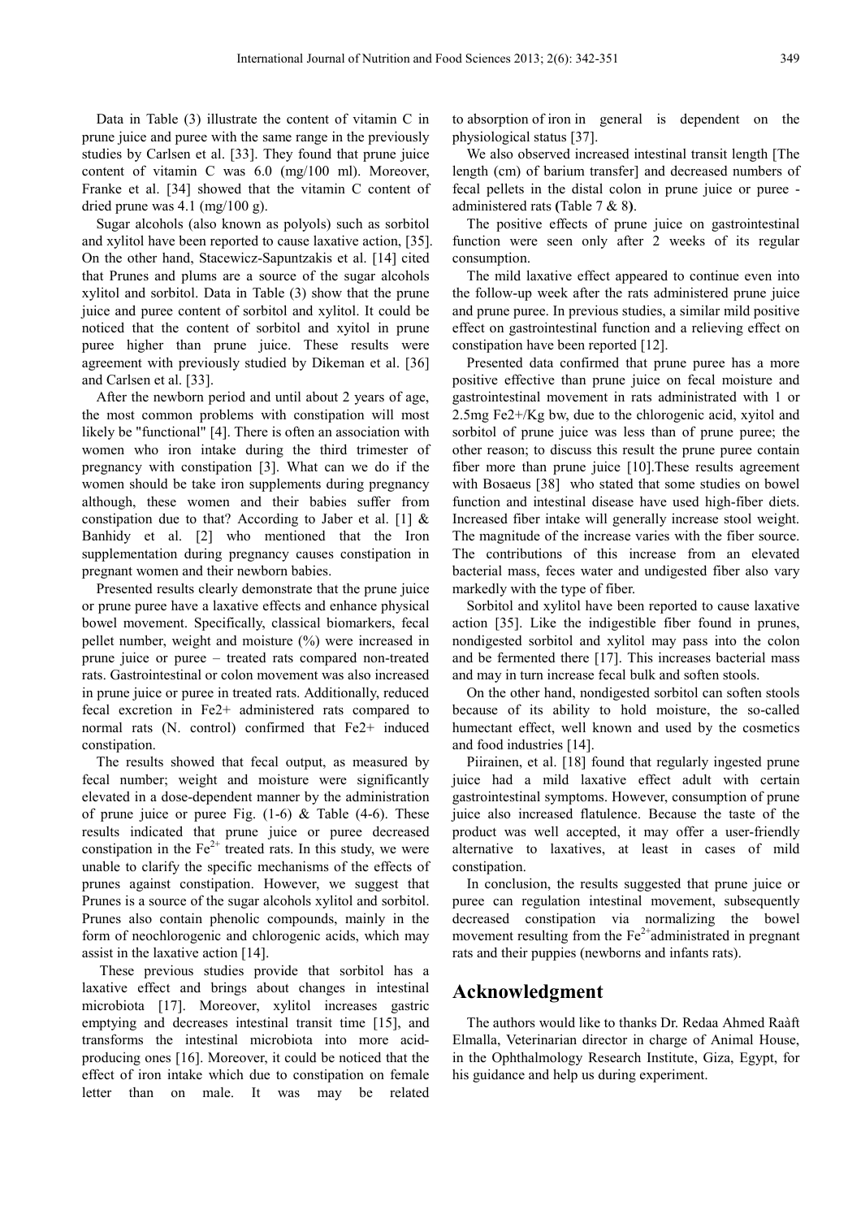Data in Table (3) illustrate the content of vitamin C in prune juice and puree with the same range in the previously studies by Carlsen et al. [33]. They found that prune juice content of vitamin C was 6.0 (mg/100 ml). Moreover, Franke et al. [34] showed that the vitamin C content of dried prune was 4.1 (mg/100 g).

Sugar alcohols (also known as polyols) such as sorbitol and xylitol have been reported to cause laxative action, [35]. On the other hand, Stacewicz-Sapuntzakis et al. [14] cited that Prunes and plums are a source of the sugar alcohols xylitol and sorbitol. Data in Table (3) show that the prune juice and puree content of sorbitol and xylitol. It could be noticed that the content of sorbitol and xyitol in prune puree higher than prune juice. These results were agreement with previously studied by Dikeman et al. [36] and Carlsen et al. [33].

After the newborn period and until about 2 years of age, the most common problems with constipation will most likely be "functional" [4]. There is often an association with women who iron intake during the third trimester of pregnancy with constipation [3]. What can we do if the women should be take iron supplements during pregnancy although, these women and their babies suffer from constipation due to that? According to Jaber et al. [1] & Banhidy et al. [2] who mentioned that the Iron supplementation during pregnancy causes constipation in pregnant women and their newborn babies.

Presented results clearly demonstrate that the prune juice or prune puree have a laxative effects and enhance physical bowel movement. Specifically, classical biomarkers, fecal pellet number, weight and moisture (%) were increased in prune juice or puree – treated rats compared non-treated rats. Gastrointestinal or colon movement was also increased in prune juice or puree in treated rats. Additionally, reduced fecal excretion in Fe2+ administered rats compared to normal rats (N. control) confirmed that Fe2+ induced constipation.

The results showed that fecal output, as measured by fecal number; weight and moisture were significantly elevated in a dose-dependent manner by the administration of prune juice or puree Fig. (1-6) & Table (4-6). These results indicated that prune juice or puree decreased constipation in the $Fe^{2+}$ treated rats. In this study, we were unable to clarify the specific mechanisms of the effects of prunes against constipation. However, we suggest that Prunes is a source of the sugar alcohols xylitol and sorbitol. Prunes also contain phenolic compounds, mainly in the form of neochlorogenic and chlorogenic acids, which may assist in the laxative action [14].

These previous studies provide that sorbitol has a laxative effect and brings about changes in intestinal microbiota [17]. Moreover, xylitol increases gastric emptying and decreases intestinal transit time [15], and transforms the intestinal microbiota into more acid-producing ones [16]. Moreover, it could be noticed that the effect of iron intake which due to constipation on female letter than on male. It was may be related to absorption of iron in general is dependent on the physiological status [37].

We also observed increased intestinal transit length [The length (cm) of barium transfer] and decreased numbers of fecal pellets in the distal colon in prune juice or puree - administered rats **(**Table 7 & 8**)**.

The positive effects of prune juice on gastrointestinal function were seen only after 2 weeks of its regular consumption.

The mild laxative effect appeared to continue even into the follow-up week after the rats administered prune juice and prune puree. In previous studies, a similar mild positive effect on gastrointestinal function and a relieving effect on constipation have been reported [12].

Presented data confirmed that prune puree has a more positive effective than prune juice on fecal moisture and gastrointestinal movement in rats administrated with 1 or 2.5mg Fe2+/Kg bw, due to the chlorogenic acid, xyitol and sorbitol of prune juice was less than of prune puree; the other reason; to discuss this result the prune puree contain fiber more than prune juice [10].These results agreement with Bosaeus [38] who stated that some studies on bowel function and intestinal disease have used high-fiber diets. Increased fiber intake will generally increase stool weight. The magnitude of the increase varies with the fiber source. The contributions of this increase from an elevated bacterial mass, feces water and undigested fiber also vary markedly with the type of fiber.

Sorbitol and xylitol have been reported to cause laxative action [35]. Like the indigestible fiber found in prunes, nondigested sorbitol and xylitol may pass into the colon and be fermented there [17]. This increases bacterial mass and may in turn increase fecal bulk and soften stools.

On the other hand, nondigested sorbitol can soften stools because of its ability to hold moisture, the so-called humectant effect, well known and used by the cosmetics and food industries [14].

Piirainen, et al. [18] found that regularly ingested prune juice had a mild laxative effect adult with certain gastrointestinal symptoms. However, consumption of prune juice also increased flatulence. Because the taste of the product was well accepted, it may offer a user-friendly alternative to laxatives, at least in cases of mild constipation.

In conclusion, the results suggested that prune juice or puree can regulation intestinal movement, subsequently decreased constipation via normalizing the bowel movement resulting from the $Fe^{2+}$administrated in pregnant rats and their puppies (newborns and infants rats).

## Acknowledgment

The authors would like to thanks Dr. Redaa Ahmed Raàft Elmalla, Veterinarian director in charge of Animal House, in the Ophthalmology Research Institute, Giza, Egypt, for his guidance and help us during experiment.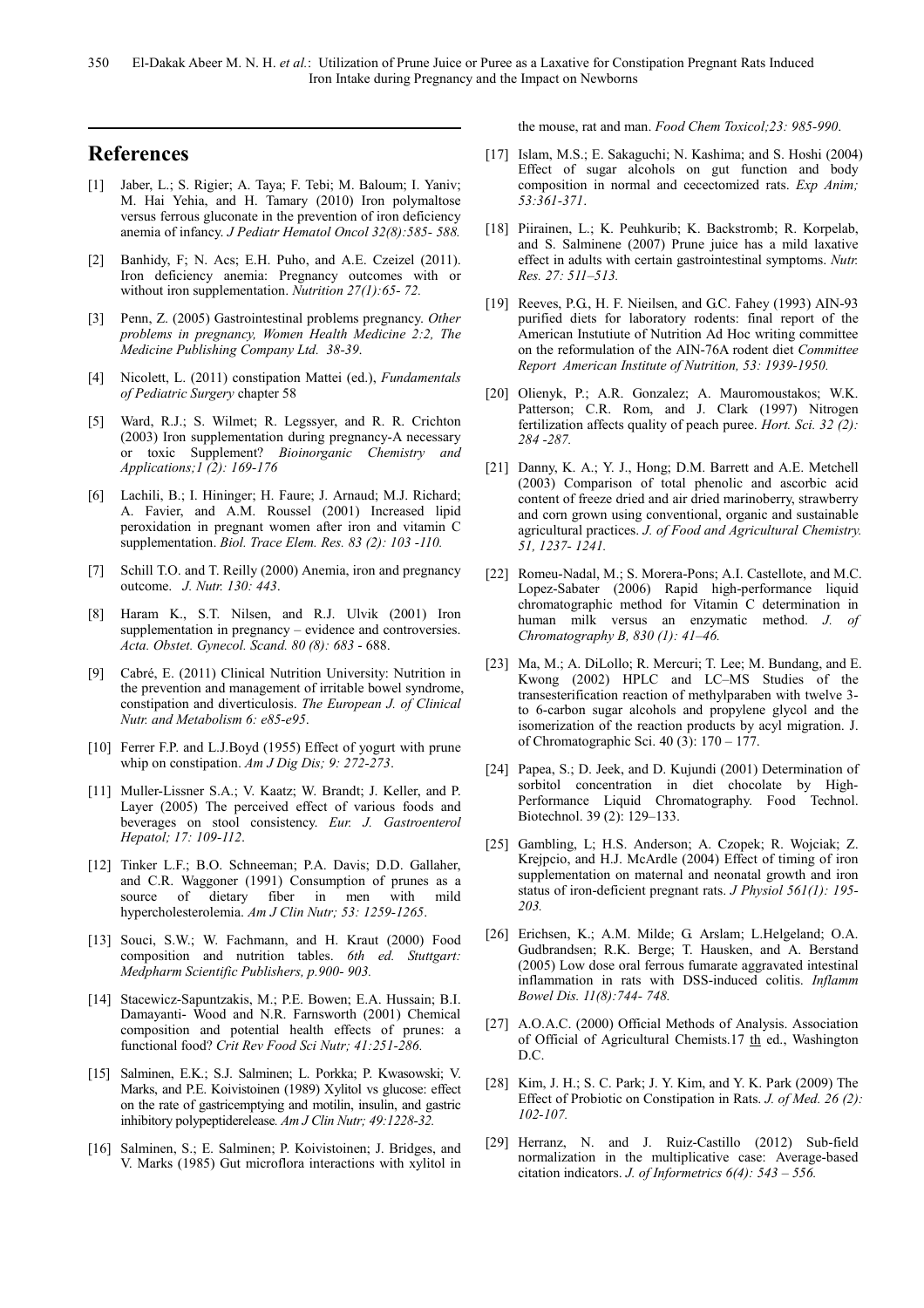## References

[1] Jaber, L.; S. Rigier; A. Taya; F. Tebi; M. Baloum; I. Yaniv; M. Hai Yehia, and H. Tamary (2010) Iron polymaltose versus ferrous gluconate in the prevention of iron deficiency anemia of infancy. *J Pediatr Hematol Oncol 32(8):585- 588.*

[2] Banhidy, F; N. Acs; E.H. Puho, and A.E. Czeizel (2011). Iron deficiency anemia: Pregnancy outcomes with or without iron supplementation. *Nutrition 27(1):65- 72.*

[3] Penn, Z. (2005) Gastrointestinal problems pregnancy. *Other problems in pregnancy, Women Health Medicine 2:2, The Medicine Publishing Company Ltd. 38-39*.

[4] Nicolett, L. (2011) constipation Mattei (ed.), *Fundamentals of Pediatric Surgery* chapter 58

[5] Ward, R.J.; S. Wilmet; R. Legssyer, and R. R. Crichton (2003) Iron supplementation during pregnancy-A necessary or toxic Supplement? *Bioinorganic Chemistry and Applications;1 (2): 169-176*

[6] Lachili, B.; I. Hininger; H. Faure; J. Arnaud; M.J. Richard; A. Favier, and A.M. Roussel (2001) Increased lipid peroxidation in pregnant women after iron and vitamin C supplementation. *Biol. Trace Elem. Res. 83 (2): 103 -110.*

[7] Schill T.O. and T. Reilly (2000) Anemia, iron and pregnancy outcome. *J. Nutr. 130: 443*.

[8] Haram K., S.T. Nilsen, and R.J. Ulvik (2001) Iron supplementation in pregnancy – evidence and controversies. *Acta. Obstet. Gynecol. Scand. 80 (8): 683* - 688.

[9] Cabré, E. (2011) Clinical Nutrition University: Nutrition in the prevention and management of irritable bowel syndrome, constipation and diverticulosis. *The European J. of Clinical Nutr. and Metabolism 6: e85-e95*.

[10] Ferrer F.P. and L.J.Boyd (1955) Effect of yogurt with prune whip on constipation. *Am J Dig Dis; 9: 272-273*.

[11] Muller-Lissner S.A.; V. Kaatz; W. Brandt; J. Keller, and P. Layer (2005) The perceived effect of various foods and beverages on stool consistency. *Eur. J. Gastroenterol Hepatol; 17: 109-112*.

[12] Tinker L.F.; B.O. Schneeman; P.A. Davis; D.D. Gallaher, and C.R. Waggoner (1991) Consumption of prunes as a source of dietary fiber in men with mild hypercholesterolemia. *Am J Clin Nutr; 53: 1259-1265*.

[13] Souci, S.W.; W. Fachmann, and H. Kraut (2000) Food composition and nutrition tables. *6th ed. Stuttgart: Medpharm Scientific Publishers, p.900- 903.*

[14] Stacewicz-Sapuntzakis, M.; P.E. Bowen; E.A. Hussain; B.I. Damayanti- Wood and N.R. Farnsworth (2001) Chemical composition and potential health effects of prunes: a functional food? *Crit Rev Food Sci Nutr; 41:251-286.*

[15] Salminen, E.K.; S.J. Salminen; L. Porkka; P. Kwasowski; V. Marks, and P.E. Koivistoinen (1989) Xylitol vs glucose: effect on the rate of gastricemptying and motilin, insulin, and gastric inhibitory polypeptiderelease*. Am J Clin Nutr; 49:1228-32.*

[16] Salminen, S.; E. Salminen; P. Koivistoinen; J. Bridges, and V. Marks (1985) Gut microflora interactions with xylitol in the mouse, rat and man. *Food Chem Toxicol;23: 985-990*.

[17] Islam, M.S.; E. Sakaguchi; N. Kashima; and S. Hoshi (2004) Effect of sugar alcohols on gut function and body composition in normal and cecectomized rats. *Exp Anim; 53:361-371*.

[18] Piirainen, L.; K. Peuhkurib; K. Backstromb; R. Korpelab, and S. Salminene (2007) Prune juice has a mild laxative effect in adults with certain gastrointestinal symptoms. *Nutr. Res. 27: 511–513.*

[19] Reeves, P.G., H. F. Nieilsen, and G.C. Fahey (1993) AIN-93 purified diets for laboratory rodents: final report of the American Instutiute of Nutrition Ad Hoc writing committee on the reformulation of the AIN-76A rodent diet *Committee Report American Institute of Nutrition, 53: 1939-1950.*

[20] Olienyk, P.; A.R. Gonzalez; A. Mauromoustakos; W.K. Patterson; C.R. Rom, and J. Clark (1997) Nitrogen fertilization affects quality of peach puree. *Hort. Sci. 32 (2): 284 -287.*

[21] Danny, K. A.; Y. J., Hong; D.M. Barrett and A.E. Metchell (2003) Comparison of total phenolic and ascorbic acid content of freeze dried and air dried marinoberry, strawberry and corn grown using conventional, organic and sustainable agricultural practices. *J. of Food and Agricultural Chemistry. 51, 1237- 1241.*

[22] Romeu-Nadal, M.; S. Morera-Pons; A.I. Castellote, and M.C. Lopez-Sabater (2006) Rapid high-performance liquid chromatographic method for Vitamin C determination in human milk versus an enzymatic method. *J. of Chromatography B, 830 (1): 41–46.*

[23] Ma, M.; A. DiLollo; R. Mercuri; T. Lee; M. Bundang, and E. Kwong (2002) HPLC and LC–MS Studies of the transesterification reaction of methylparaben with twelve 3- to 6-carbon sugar alcohols and propylene glycol and the isomerization of the reaction products by acyl migration. J. of Chromatographic Sci. 40 (3): 170 – 177.

[24] Papea, S.; D. Jeek, and D. Kujundi (2001) Determination of sorbitol concentration in diet chocolate by High-Performance Liquid Chromatography. Food Technol. Biotechnol. 39 (2): 129–133.

[25] Gambling, L; H.S. Anderson; A. Czopek; R. Wojciak; Z. Krejpcio, and H.J. McArdle (2004) Effect of timing of iron supplementation on maternal and neonatal growth and iron status of iron-deficient pregnant rats. *J Physiol 561(1): 195-203.*

[26] Erichsen, K.; A.M. Milde; G. Arslam; L.Helgeland; O.A. Gudbrandsen; R.K. Berge; T. Hausken, and A. Berstand (2005) Low dose oral ferrous fumarate aggravated intestinal inflammation in rats with DSS-induced colitis. *Inflamm Bowel Dis. 11(8):744- 748.*

[27] A.O.A.C. (2000) Official Methods of Analysis. Association of Official of Agricultural Chemists.17 th ed., Washington D.C.

[28] Kim, J. H.; S. C. Park; J. Y. Kim, and Y. K. Park (2009) The Effect of Probiotic on Constipation in Rats. *J. of Med. 26 (2): 102-107.*

[29] Herranz, N. and J. Ruiz-Castillo (2012) Sub-field normalization in the multiplicative case: Average-based citation indicators. *J. of Informetrics 6(4): 543 – 556.*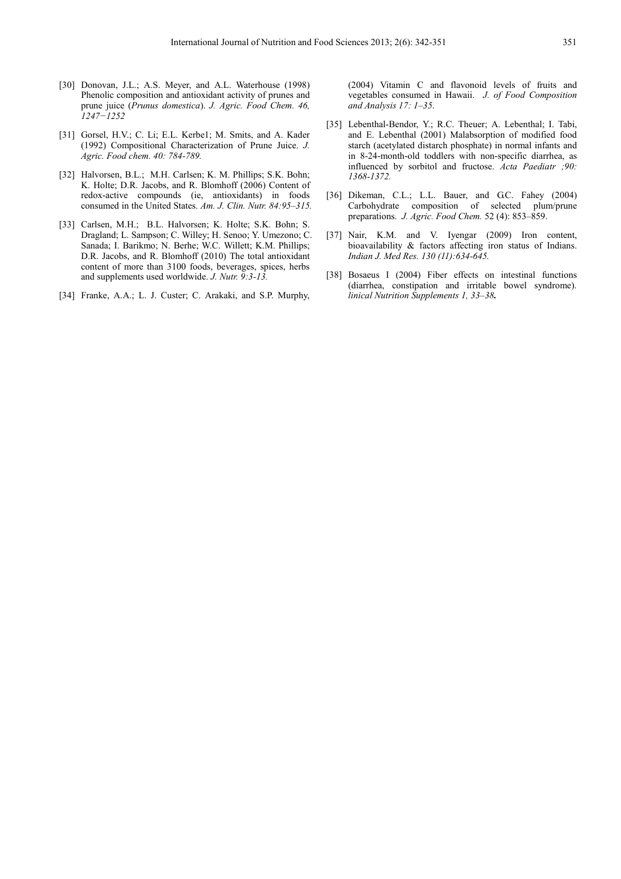[30] Donovan, J.L.; A.S. Meyer, and A.L. Waterhouse (1998) Phenolic composition and antioxidant activity of prunes and prune juice (*Prunus domestica*). *J. Agric. Food Chem. 46, 1247−1252*

[31] Gorsel, H.V.; C. Li; E.L. Kerbe1; M. Smits, and A. Kader (1992) Compositional Characterization of Prune Juice. *J. Agric. Food chem. 40: 784-789.*

[32] Halvorsen, B.L.; M.H. Carlsen; K. M. Phillips; S.K. Bohn; K. Holte; D.R. Jacobs, and R. Blomhoff (2006) Content of redox-active compounds (ie, antioxidants) in foods consumed in the United States. *Am. J. Clin. Nutr. 84:95–315.*

[33] Carlsen, M.H.; B.L. Halvorsen; K. Holte; S.K. Bohn; S. Dragland; L. Sampson; C. Willey; H. Senoo; Y. Umezono; C. Sanada; I. Barikmo; N. Berhe; W.C. Willett; K.M. Phillips; D.R. Jacobs, and R. Blomhoff (2010) The total antioxidant content of more than 3100 foods, beverages, spices, herbs and supplements used worldwide. *J. Nutr. 9:3-13.*

[34] Franke, A.A.; L. J. Custer; C. Arakaki, and S.P. Murphy, (2004) Vitamin C and flavonoid levels of fruits and vegetables consumed in Hawaii. *J. of Food Composition and Analysis 17: 1–35*.

[35] Lebenthal-Bendor, Y.; R.C. Theuer; A. Lebenthal; I. Tabi, and E. Lebenthal (2001) Malabsorption of modified food starch (acetylated distarch phosphate) in normal infants and in 8-24-month-old toddlers with non-specific diarrhea, as influenced by sorbitol and fructose. *Acta Paediatr ;90: 1368-1372.*

[36] Dikeman, C.L.; L.L. Bauer, and G.C. Fahey (2004) Carbohydrate composition of selected plum/prune preparations. *J. Agric. Food Chem.* 52 (4): 853–859.

[37] Nair, K.M. and V. Iyengar (2009) Iron content, bioavailability & factors affecting iron status of Indians. *Indian J. Med Res. 130 (11):634-645.*

[38] Bosaeus I (2004) Fiber effects on intestinal functions (diarrhea, constipation and irritable bowel syndrome). *linical Nutrition Supplements 1, 33–38***.**